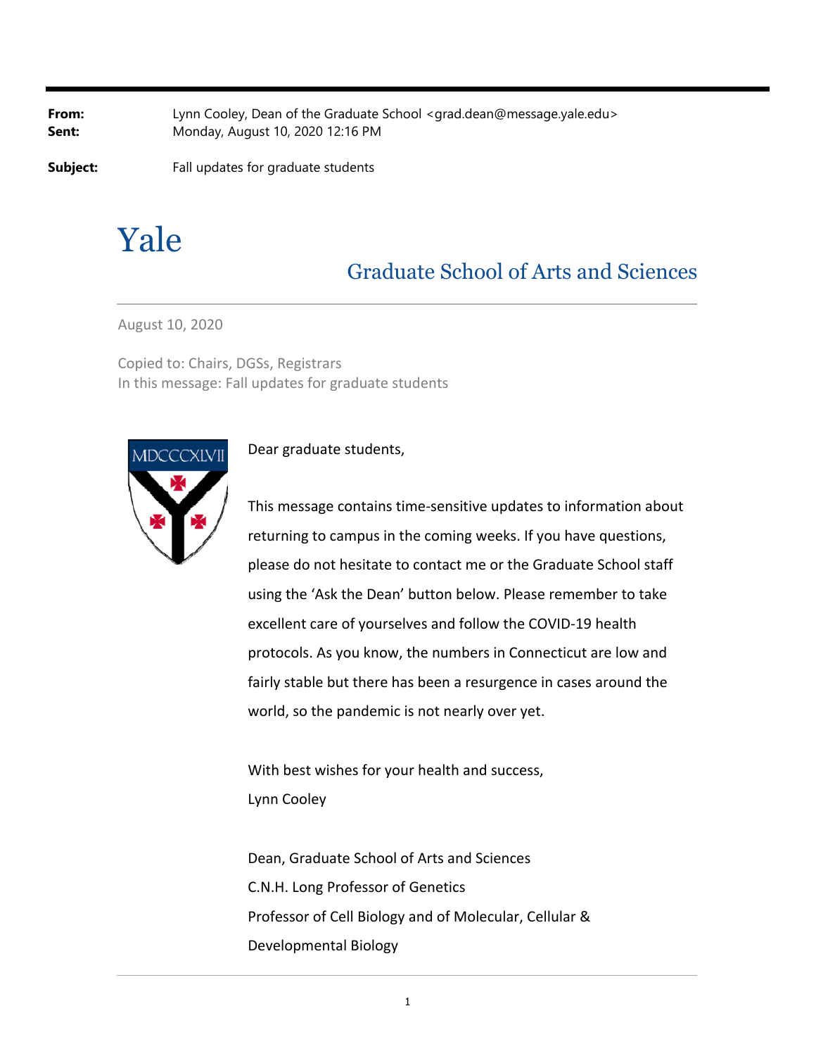**From:** Lynn Cooley, Dean of the Graduate School <grad.dean@message.yale.edu>
**Sent:** Monday, August 10, 2020 12:16 PM

**Subject:** Fall updates for graduate students

# Yale

## Graduate School of Arts and Sciences

August 10, 2020

Copied to: Chairs, DGSs, Registrars
In this message: Fall updates for graduate students

Dear graduate students,

This message contains time-sensitive updates to information about returning to campus in the coming weeks. If you have questions, please do not hesitate to contact me or the Graduate School staff using the 'Ask the Dean' button below. Please remember to take excellent care of yourselves and follow the COVID-19 health protocols. As you know, the numbers in Connecticut are low and fairly stable but there has been a resurgence in cases around the world, so the pandemic is not nearly over yet.

With best wishes for your health and success,
Lynn Cooley

Dean, Graduate School of Arts and Sciences
C.N.H. Long Professor of Genetics
Professor of Cell Biology and of Molecular, Cellular & Developmental Biology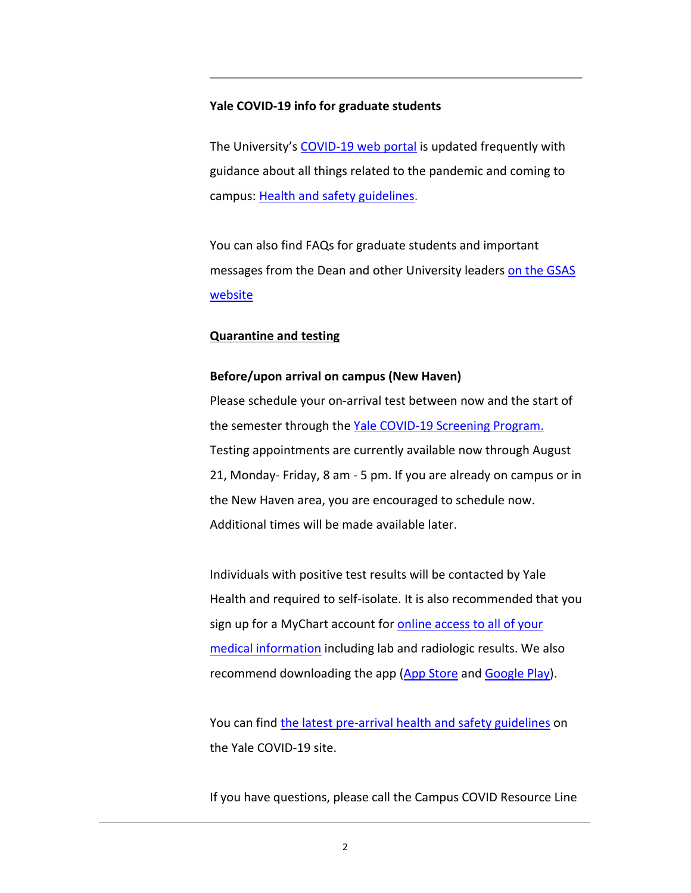---

**Yale COVID-19 info for graduate students**

The University's COVID-19 web portal is updated frequently with guidance about all things related to the pandemic and coming to campus: Health and safety guidelines.

You can also find FAQs for graduate students and important messages from the Dean and other University leaders on the GSAS website

**Quarantine and testing**

**Before/upon arrival on campus (New Haven)**

Please schedule your on-arrival test between now and the start of the semester through the Yale COVID-19 Screening Program. Testing appointments are currently available now through August 21, Monday- Friday, 8 am - 5 pm. If you are already on campus or in the New Haven area, you are encouraged to schedule now. Additional times will be made available later.

Individuals with positive test results will be contacted by Yale Health and required to self-isolate. It is also recommended that you sign up for a MyChart account for online access to all of your medical information including lab and radiologic results. We also recommend downloading the app (App Store and Google Play).

You can find the latest pre-arrival health and safety guidelines on the Yale COVID-19 site.

If you have questions, please call the Campus COVID Resource Line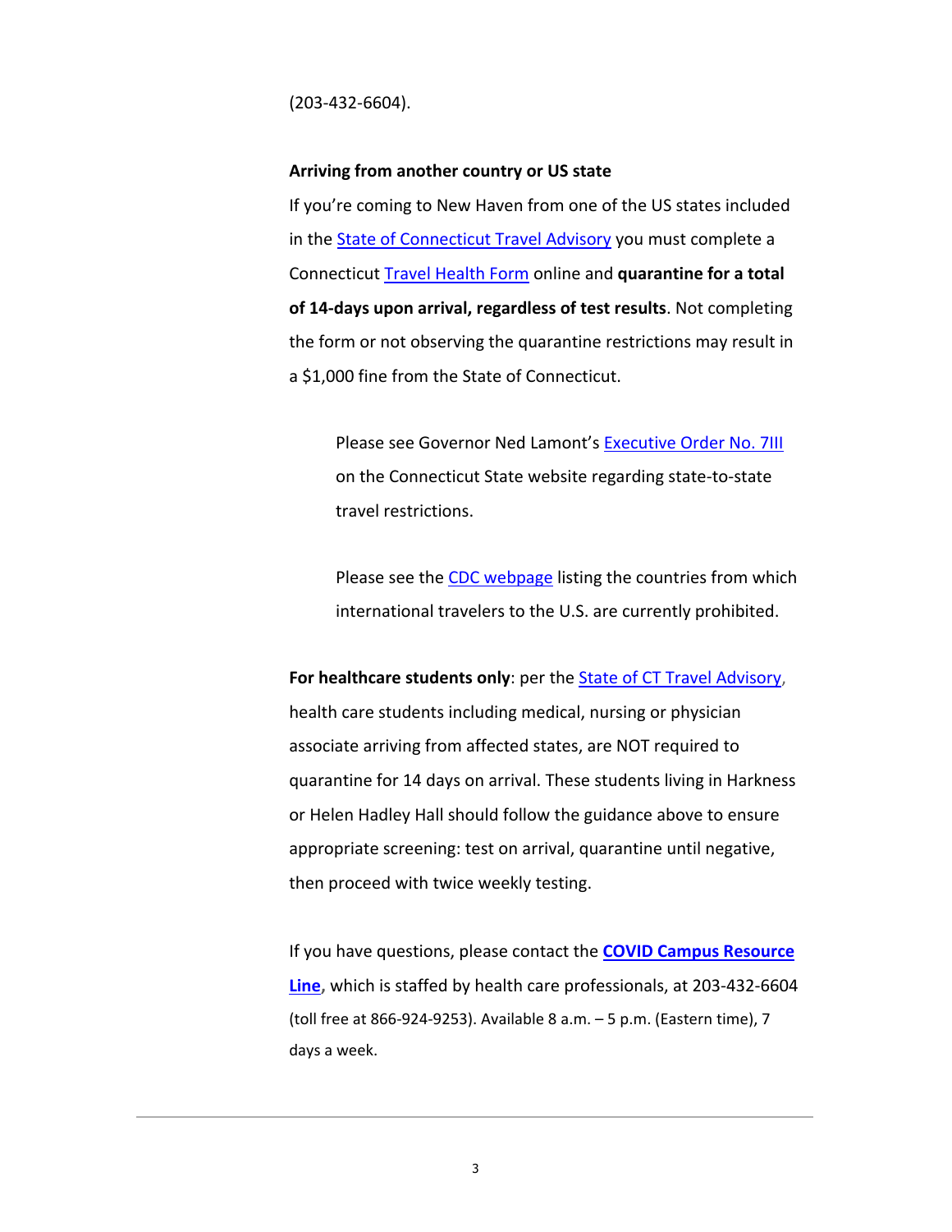(203-432-6604).

**Arriving from another country or US state**

If you're coming to New Haven from one of the US states included in the State of Connecticut Travel Advisory you must complete a Connecticut Travel Health Form online and **quarantine for a total of 14-days upon arrival, regardless of test results**. Not completing the form or not observing the quarantine restrictions may result in a $1,000 fine from the State of Connecticut.

> Please see Governor Ned Lamont's Executive Order No. 7III on the Connecticut State website regarding state-to-state travel restrictions.
>
> Please see the CDC webpage listing the countries from which international travelers to the U.S. are currently prohibited.

**For healthcare students only**: per the State of CT Travel Advisory, health care students including medical, nursing or physician associate arriving from affected states, are NOT required to quarantine for 14 days on arrival. These students living in Harkness or Helen Hadley Hall should follow the guidance above to ensure appropriate screening: test on arrival, quarantine until negative, then proceed with twice weekly testing.

If you have questions, please contact the **COVID Campus Resource Line,** which is staffed by health care professionals, at 203-432-6604 (toll free at 866-924-9253). Available 8 a.m. – 5 p.m. (Eastern time), 7 days a week.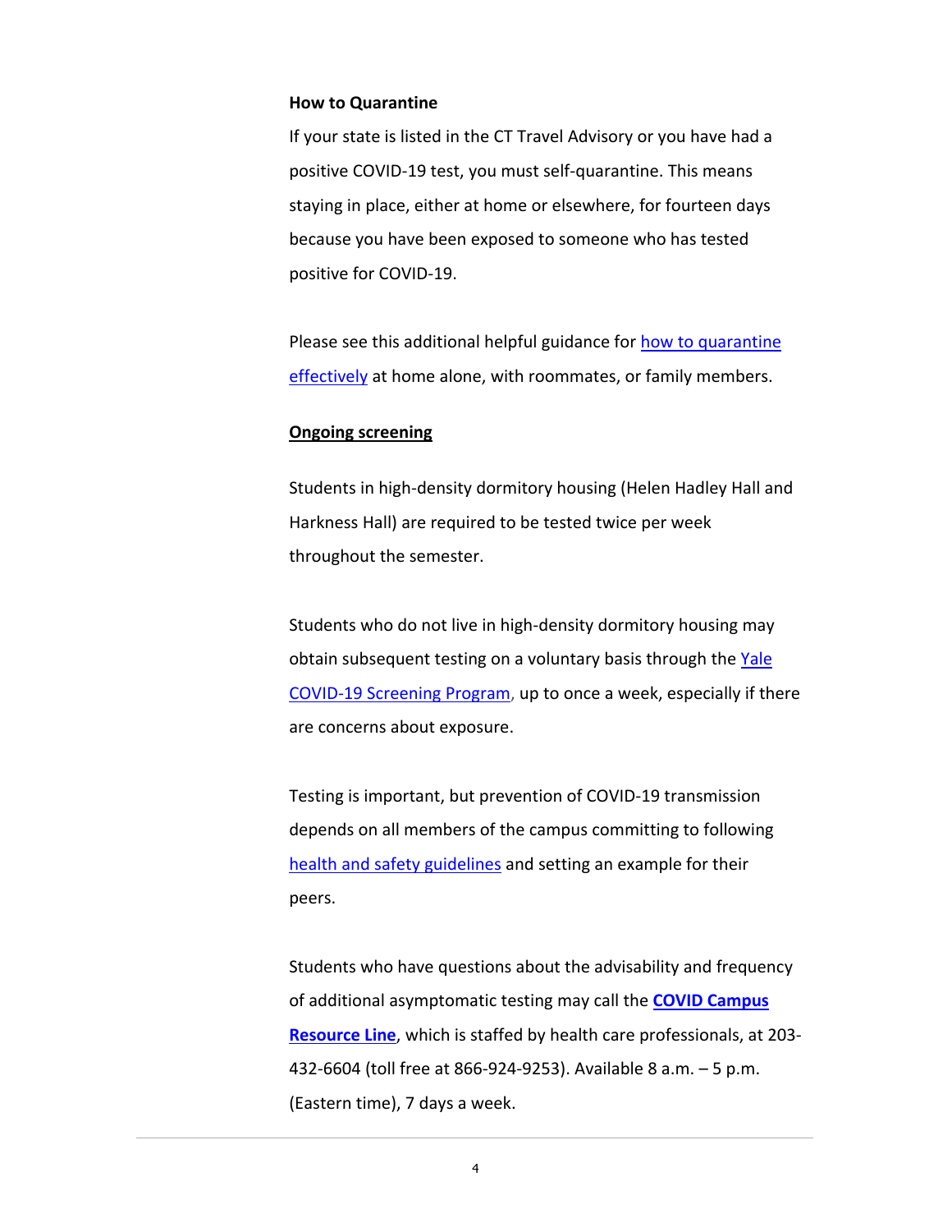**How to Quarantine**

If your state is listed in the CT Travel Advisory or you have had a positive COVID-19 test, you must self-quarantine. This means staying in place, either at home or elsewhere, for fourteen days because you have been exposed to someone who has tested positive for COVID-19.

Please see this additional helpful guidance for how to quarantine effectively at home alone, with roommates, or family members.

**Ongoing screening**

Students in high-density dormitory housing (Helen Hadley Hall and Harkness Hall) are required to be tested twice per week throughout the semester.

Students who do not live in high-density dormitory housing may obtain subsequent testing on a voluntary basis through the Yale COVID-19 Screening Program, up to once a week, especially if there are concerns about exposure.

Testing is important, but prevention of COVID-19 transmission depends on all members of the campus committing to following health and safety guidelines and setting an example for their peers.

Students who have questions about the advisability and frequency of additional asymptomatic testing may call the **COVID Campus Resource Line**, which is staffed by health care professionals, at 203-432-6604 (toll free at 866-924-9253). Available 8 a.m. – 5 p.m. (Eastern time), 7 days a week.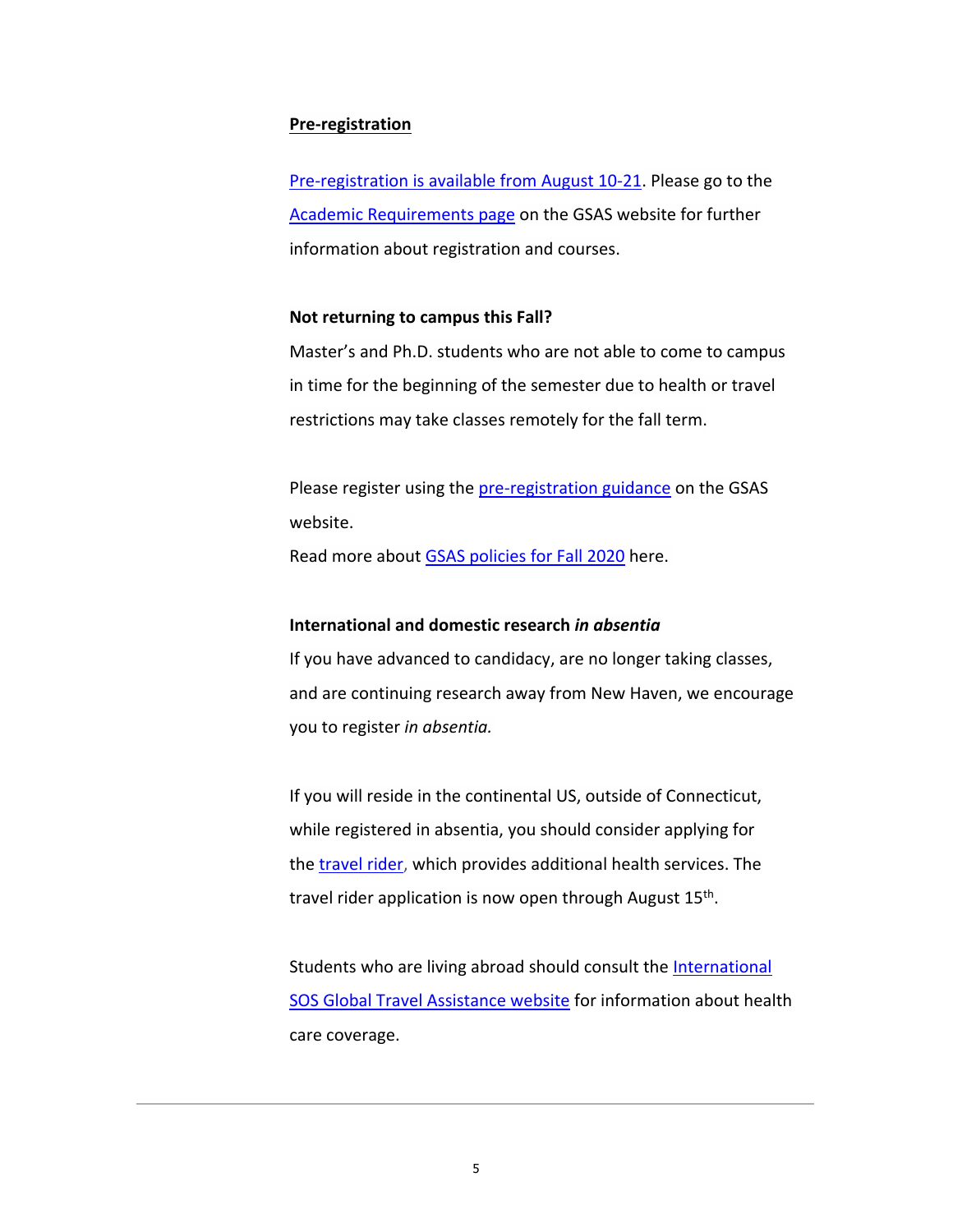**Pre-registration**

Pre-registration is available from August 10-21. Please go to the Academic Requirements page on the GSAS website for further information about registration and courses.

**Not returning to campus this Fall?**

Master's and Ph.D. students who are not able to come to campus in time for the beginning of the semester due to health or travel restrictions may take classes remotely for the fall term.

Please register using the pre-registration guidance on the GSAS website.
Read more about GSAS policies for Fall 2020 here.

**International and domestic research *in absentia***

If you have advanced to candidacy, are no longer taking classes, and are continuing research away from New Haven, we encourage you to register *in absentia.*

If you will reside in the continental US, outside of Connecticut, while registered in absentia, you should consider applying for the travel rider, which provides additional health services. The travel rider application is now open through August 15th.

Students who are living abroad should consult the International SOS Global Travel Assistance website for information about health care coverage.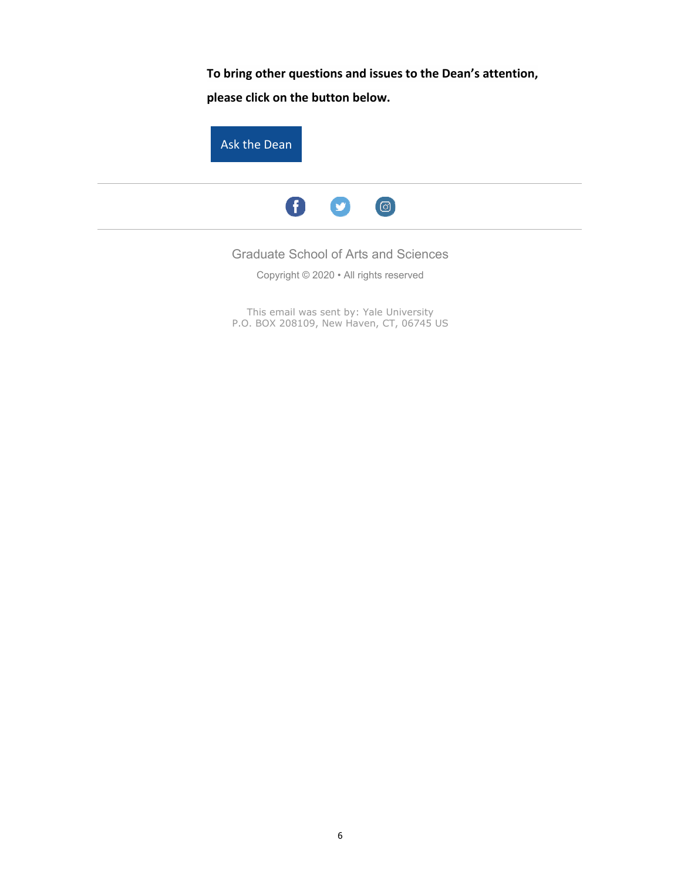**To bring other questions and issues to the Dean's attention, please click on the button below.**

Ask the Dean

Graduate School of Arts and Sciences

Copyright © 2020 • All rights reserved

This email was sent by: Yale University
P.O. BOX 208109, New Haven, CT, 06745 US